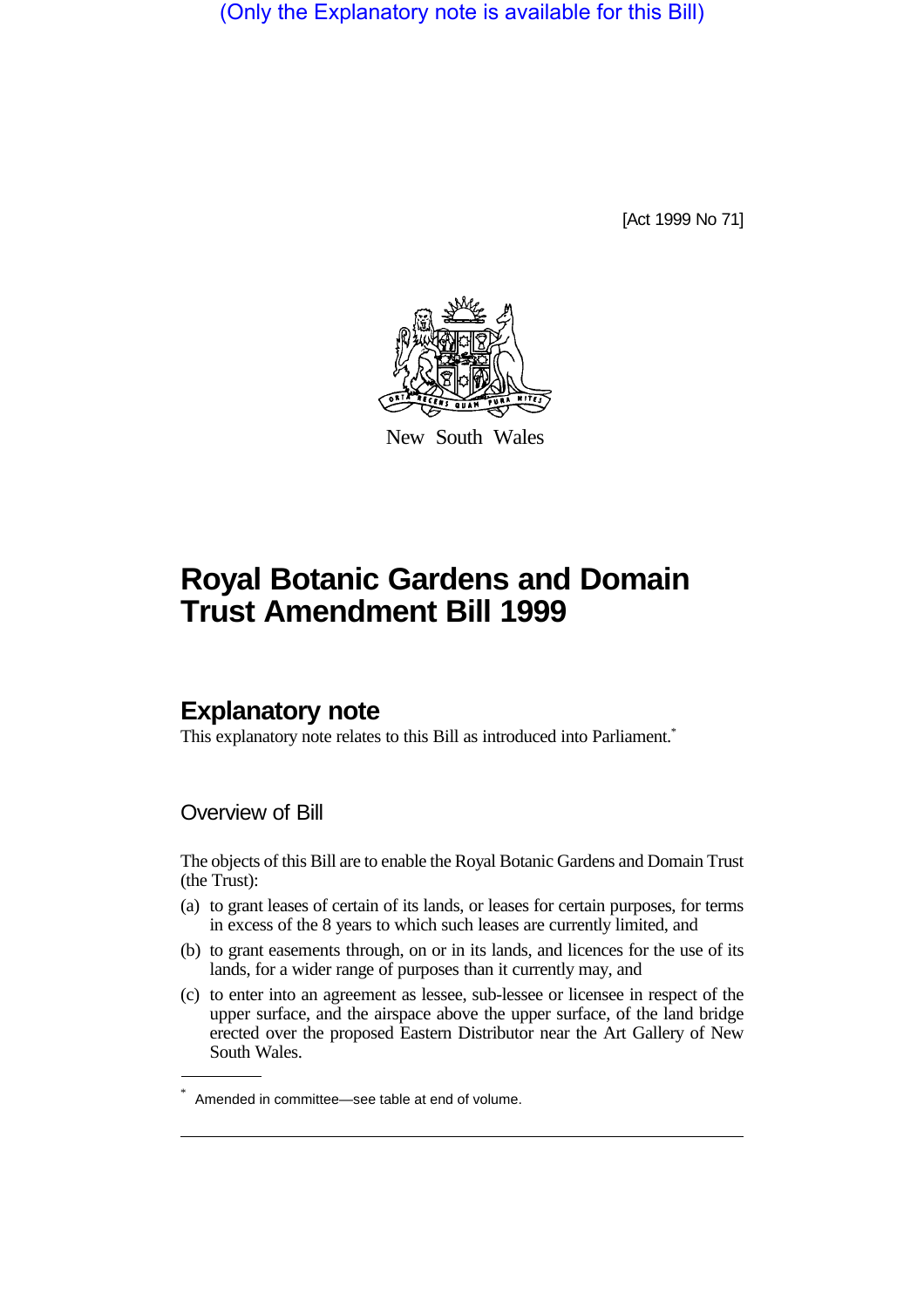(Only the Explanatory note is available for this Bill)

[Act 1999 No 71]

New South Wales

# Royal Botanic Gardens and Domain Trust Amendment Bill 1999

## Explanatory note

This explanatory note relates to this Bill as introduced into Parliament.*

### Overview of Bill

The objects of this Bill are to enable the Royal Botanic Gardens and Domain Trust (the Trust):

(a) to grant leases of certain of its lands, or leases for certain purposes, for terms in excess of the 8 years to which such leases are currently limited, and

(b) to grant easements through, on or in its lands, and licences for the use of its lands, for a wider range of purposes than it currently may, and

(c) to enter into an agreement as lessee, sub-lessee or licensee in respect of the upper surface, and the airspace above the upper surface, of the land bridge erected over the proposed Eastern Distributor near the Art Gallery of New South Wales.

* Amended in committee—see table at end of volume.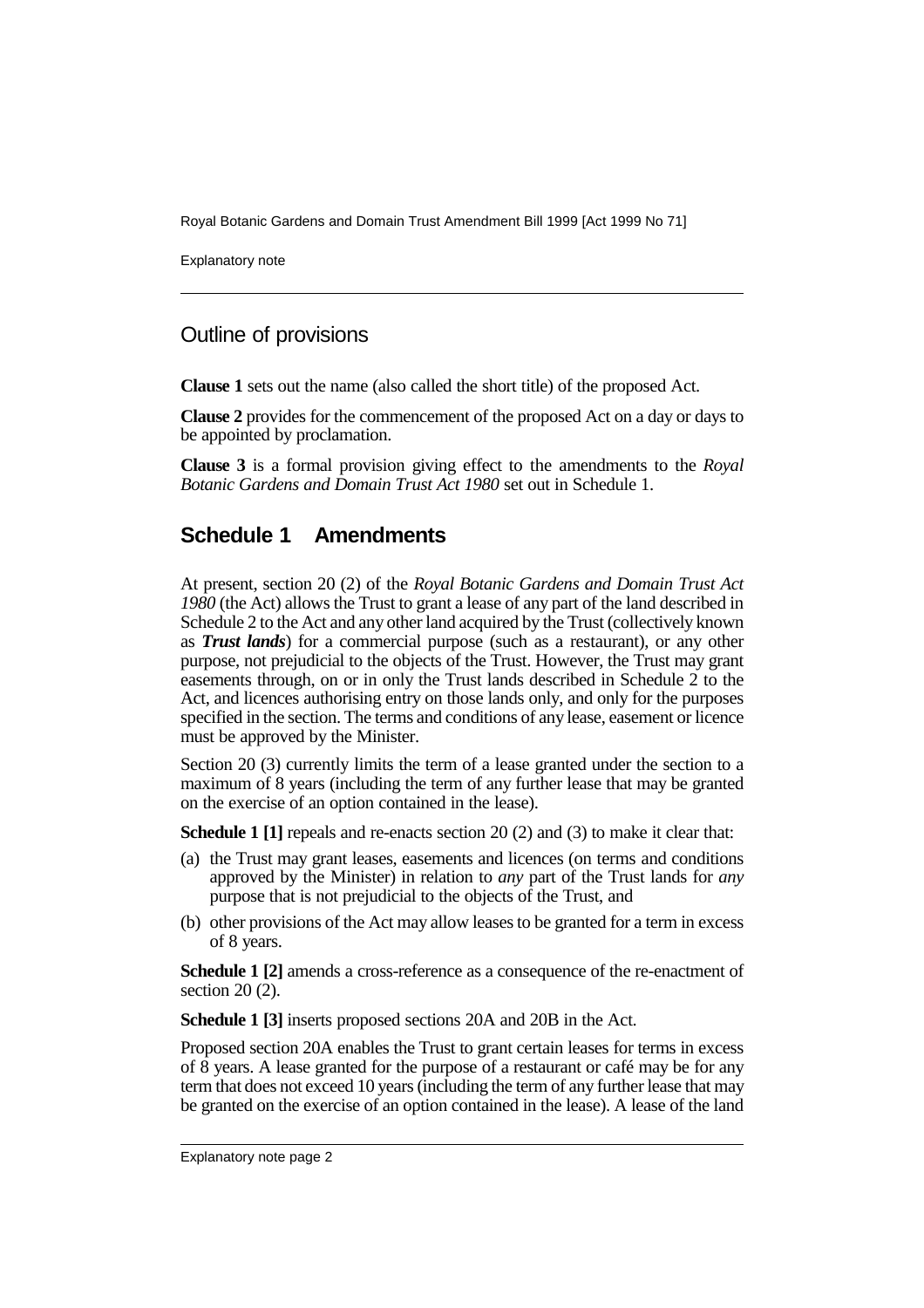## Outline of provisions

**Clause 1** sets out the name (also called the short title) of the proposed Act.

**Clause 2** provides for the commencement of the proposed Act on a day or days to be appointed by proclamation.

**Clause 3** is a formal provision giving effect to the amendments to the *Royal Botanic Gardens and Domain Trust Act 1980* set out in Schedule 1.

## Schedule 1 Amendments

At present, section 20 (2) of the *Royal Botanic Gardens and Domain Trust Act 1980* (the Act) allows the Trust to grant a lease of any part of the land described in Schedule 2 to the Act and any other land acquired by the Trust (collectively known as ***Trust lands***) for a commercial purpose (such as a restaurant), or any other purpose, not prejudicial to the objects of the Trust. However, the Trust may grant easements through, on or in only the Trust lands described in Schedule 2 to the Act, and licences authorising entry on those lands only, and only for the purposes specified in the section. The terms and conditions of any lease, easement or licence must be approved by the Minister.

Section 20 (3) currently limits the term of a lease granted under the section to a maximum of 8 years (including the term of any further lease that may be granted on the exercise of an option contained in the lease).

**Schedule 1 [1]** repeals and re-enacts section 20 (2) and (3) to make it clear that:

(a) the Trust may grant leases, easements and licences (on terms and conditions approved by the Minister) in relation to *any* part of the Trust lands for *any* purpose that is not prejudicial to the objects of the Trust, and

(b) other provisions of the Act may allow leases to be granted for a term in excess of 8 years.

**Schedule 1 [2]** amends a cross-reference as a consequence of the re-enactment of section 20 (2).

**Schedule 1 [3]** inserts proposed sections 20A and 20B in the Act.

Proposed section 20A enables the Trust to grant certain leases for terms in excess of 8 years. A lease granted for the purpose of a restaurant or café may be for any term that does not exceed 10 years (including the term of any further lease that may be granted on the exercise of an option contained in the lease). A lease of the land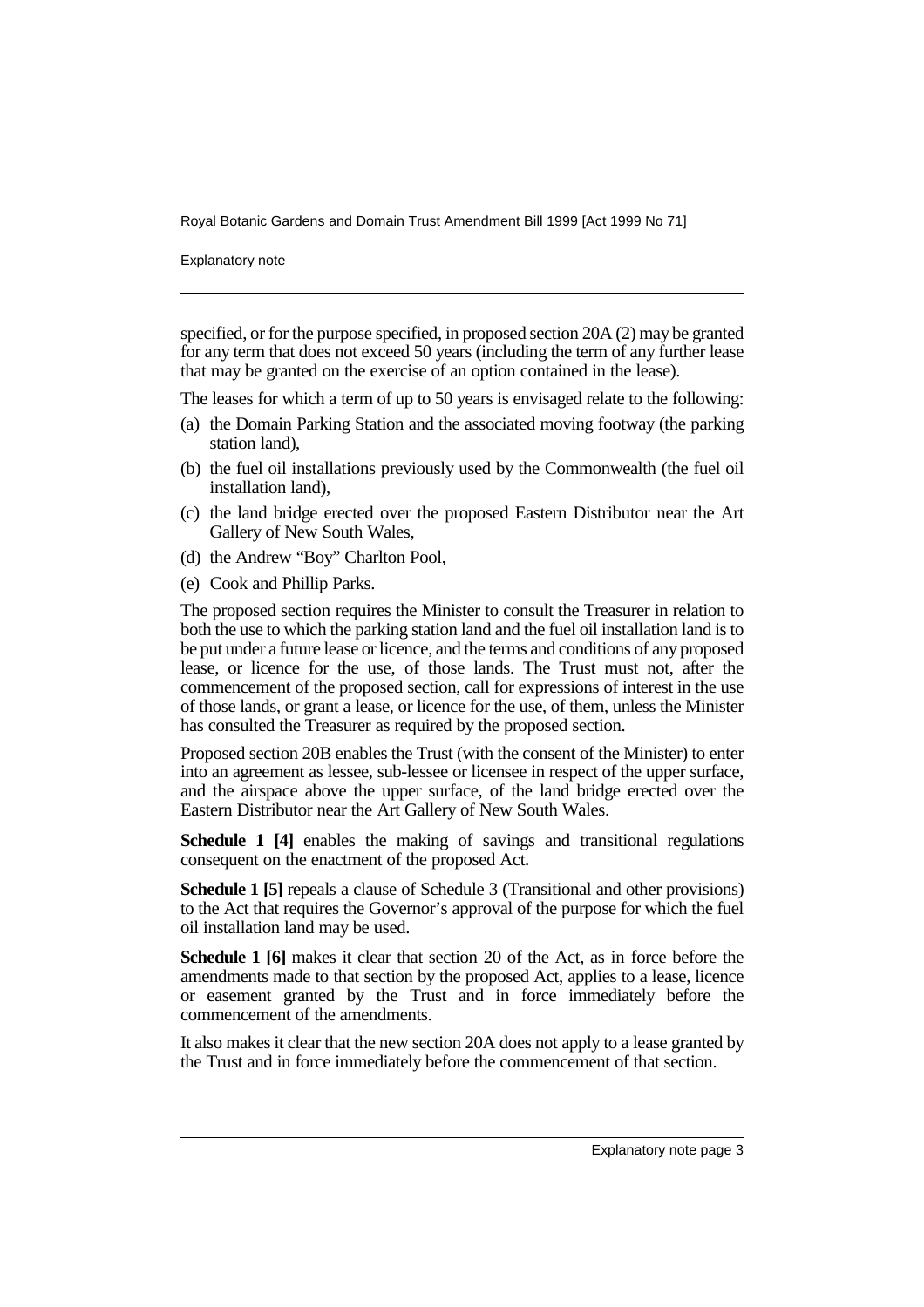specified, or for the purpose specified, in proposed section 20A (2) may be granted for any term that does not exceed 50 years (including the term of any further lease that may be granted on the exercise of an option contained in the lease).

The leases for which a term of up to 50 years is envisaged relate to the following:

(a) the Domain Parking Station and the associated moving footway (the parking station land),

(b) the fuel oil installations previously used by the Commonwealth (the fuel oil installation land),

(c) the land bridge erected over the proposed Eastern Distributor near the Art Gallery of New South Wales,

(d) the Andrew "Boy" Charlton Pool,

(e) Cook and Phillip Parks.

The proposed section requires the Minister to consult the Treasurer in relation to both the use to which the parking station land and the fuel oil installation land is to be put under a future lease or licence, and the terms and conditions of any proposed lease, or licence for the use, of those lands. The Trust must not, after the commencement of the proposed section, call for expressions of interest in the use of those lands, or grant a lease, or licence for the use, of them, unless the Minister has consulted the Treasurer as required by the proposed section.

Proposed section 20B enables the Trust (with the consent of the Minister) to enter into an agreement as lessee, sub-lessee or licensee in respect of the upper surface, and the airspace above the upper surface, of the land bridge erected over the Eastern Distributor near the Art Gallery of New South Wales.

**Schedule 1 [4]** enables the making of savings and transitional regulations consequent on the enactment of the proposed Act.

**Schedule 1 [5]** repeals a clause of Schedule 3 (Transitional and other provisions) to the Act that requires the Governor's approval of the purpose for which the fuel oil installation land may be used.

**Schedule 1 [6]** makes it clear that section 20 of the Act, as in force before the amendments made to that section by the proposed Act, applies to a lease, licence or easement granted by the Trust and in force immediately before the commencement of the amendments.

It also makes it clear that the new section 20A does not apply to a lease granted by the Trust and in force immediately before the commencement of that section.